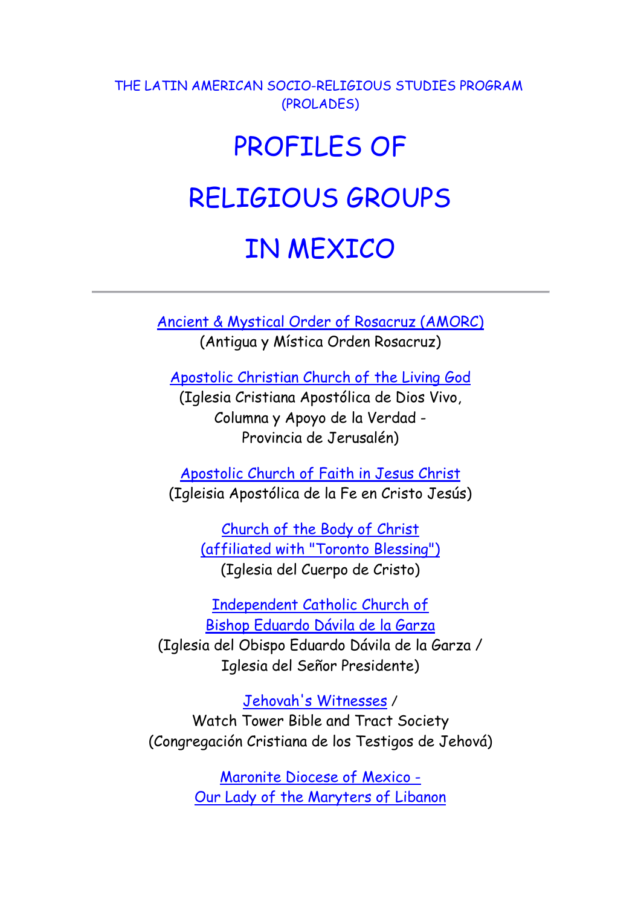THE LATIN AMERICAN SOCIO-RELIGIOUS STUDIES PROGRAM (PROLADES)

# PROFILES OF RELIGIOUS GROUPS IN MEXICO

---

Ancient & Mystical Order of Rosacruz (AMORC)
(Antigua y Mística Orden Rosacruz)

Apostolic Christian Church of the Living God
(Iglesia Cristiana Apostólica de Dios Vivo, Columna y Apoyo de la Verdad - Provincia de Jerusalén)

Apostolic Church of Faith in Jesus Christ
(Igleisia Apostólica de la Fe en Cristo Jesús)

Church of the Body of Christ (affiliated with "Toronto Blessing")
(Iglesia del Cuerpo de Cristo)

Independent Catholic Church of Bishop Eduardo Dávila de la Garza
(Iglesia del Obispo Eduardo Dávila de la Garza / Iglesia del Señor Presidente)

Jehovah's Witnesses / Watch Tower Bible and Tract Society
(Congregación Cristiana de los Testigos de Jehová)

Maronite Diocese of Mexico - Our Lady of the Maryters of Libanon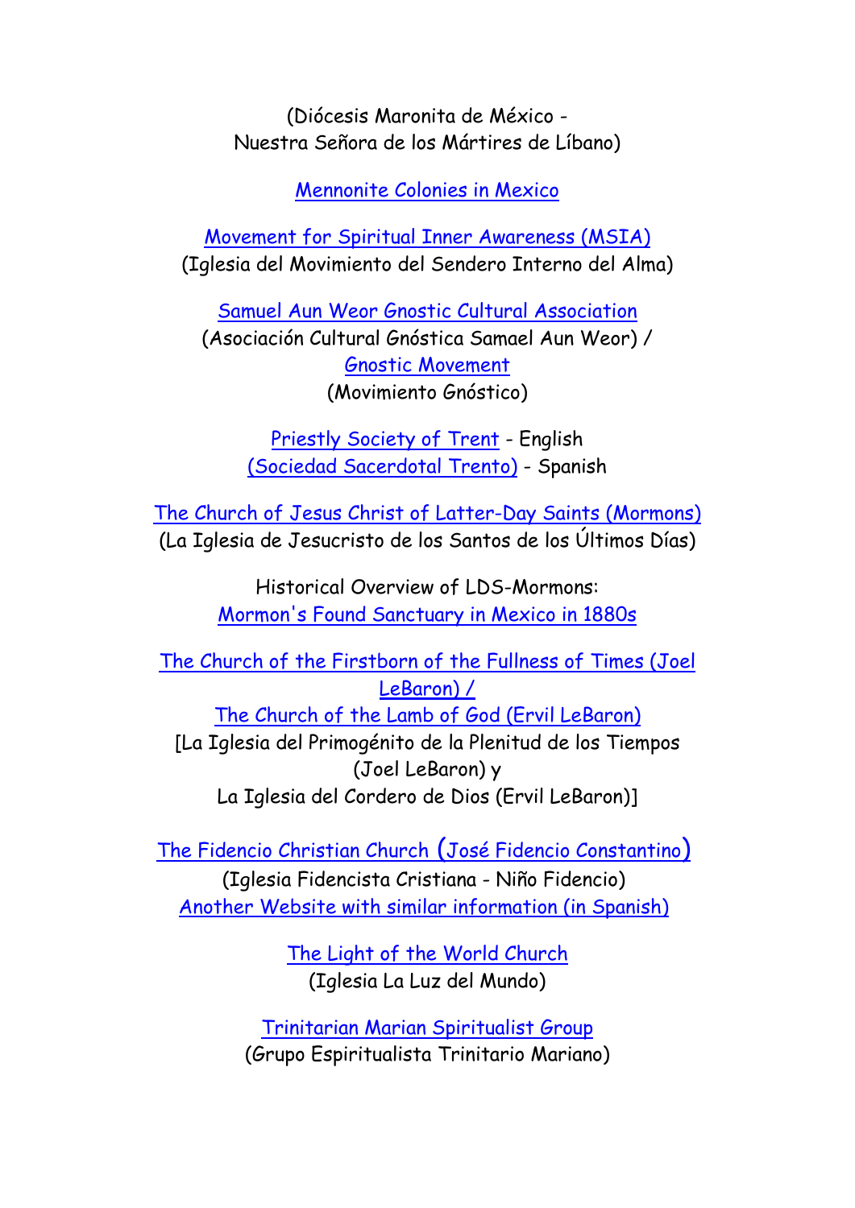(Diócesis Maronita de México -
Nuestra Señora de los Mártires de Líbano)

Mennonite Colonies in Mexico

Movement for Spiritual Inner Awareness (MSIA)
(Iglesia del Movimiento del Sendero Interno del Alma)

Samuel Aun Weor Gnostic Cultural Association
(Asociación Cultural Gnóstica Samael Aun Weor) /
Gnostic Movement
(Movimiento Gnóstico)

Priestly Society of Trent - English
(Sociedad Sacerdotal Trento) - Spanish

The Church of Jesus Christ of Latter-Day Saints (Mormons)
(La Iglesia de Jesucristo de los Santos de los Últimos Días)

Historical Overview of LDS-Mormons:
Mormon's Found Sanctuary in Mexico in 1880s

The Church of the Firstborn of the Fullness of Times (Joel LeBaron) /
The Church of the Lamb of God (Ervil LeBaron)
[La Iglesia del Primogénito de la Plenitud de los Tiempos (Joel LeBaron) y
La Iglesia del Cordero de Dios (Ervil LeBaron)]

The Fidencio Christian Church (José Fidencio Constantino)
(Iglesia Fidencista Cristiana - Niño Fidencio)
Another Website with similar information (in Spanish)

The Light of the World Church
(Iglesia La Luz del Mundo)

Trinitarian Marian Spiritualist Group
(Grupo Espiritualista Trinitario Mariano)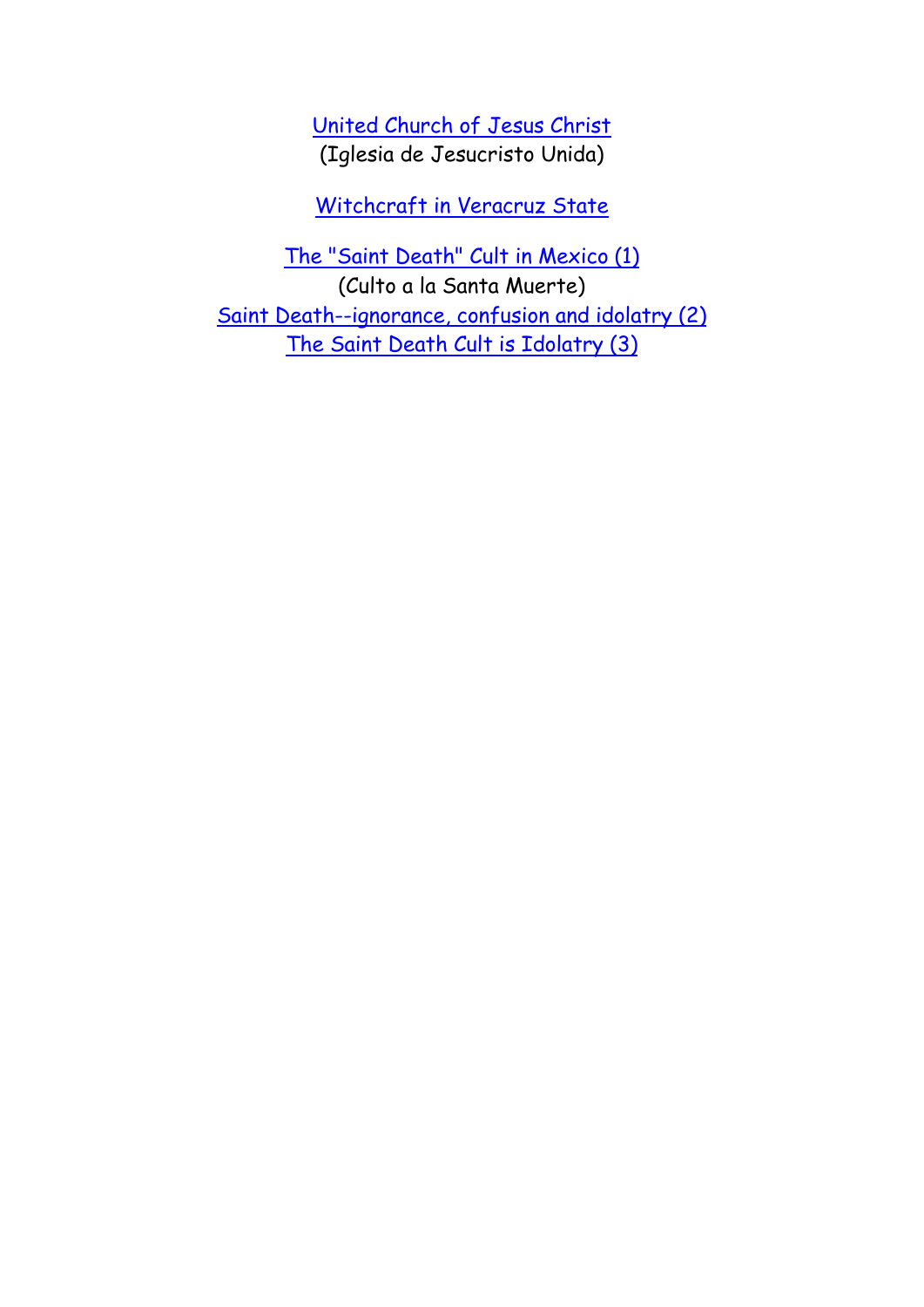United Church of Jesus Christ
(Iglesia de Jesucristo Unida)

Witchcraft in Veracruz State

The "Saint Death" Cult in Mexico (1)
(Culto a la Santa Muerte)
Saint Death--ignorance, confusion and idolatry (2)
The Saint Death Cult is Idolatry (3)